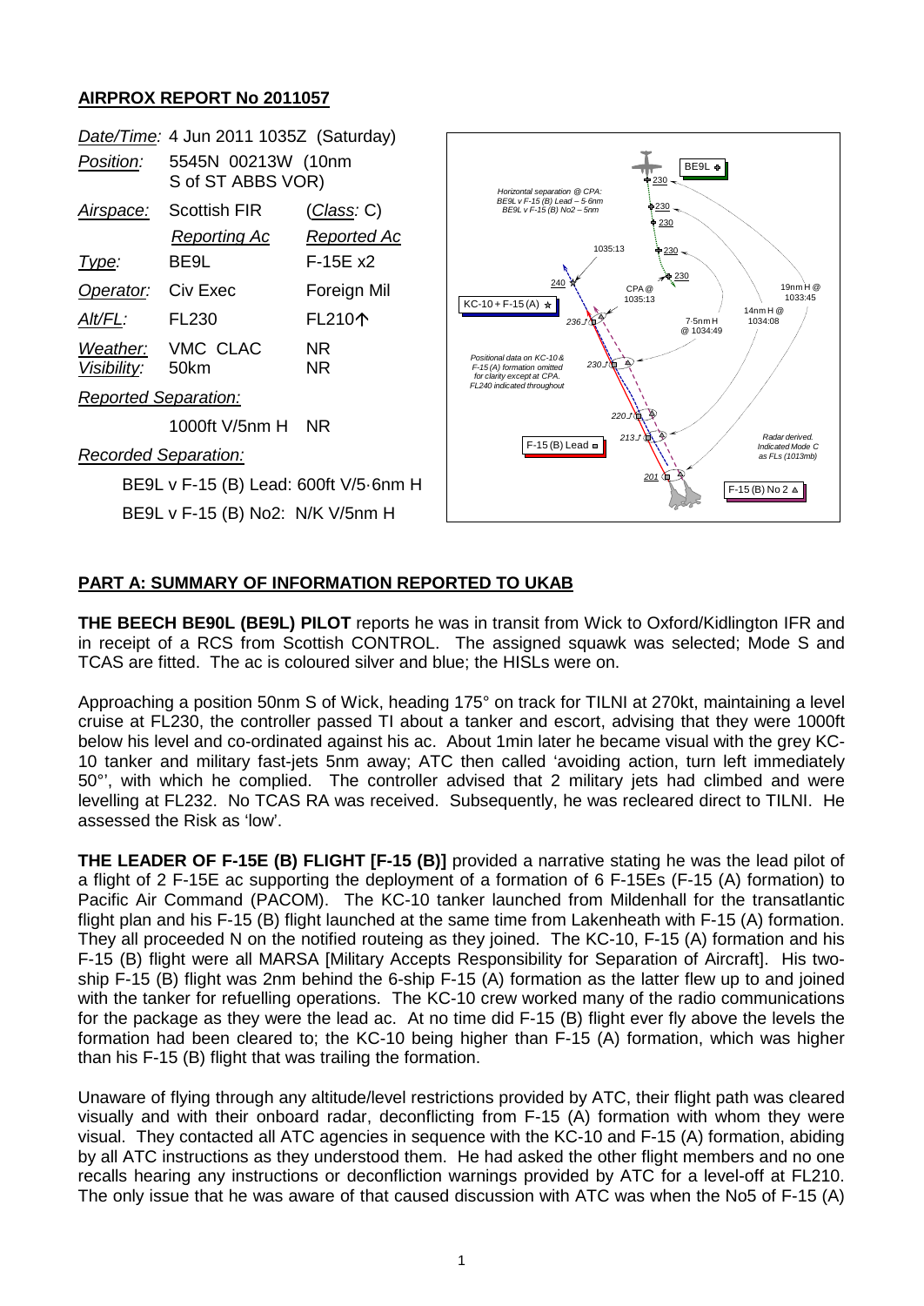## AIRPROX REPORT No 2011057

| | | |
|---|---|---|
| *Date/Time:* | 4 Jun 2011 1035Z (Saturday) | |
| *Position:* | 5545N 00213W (10nm S of ST ABBS VOR) | |
| *Airspace:* | Scottish FIR | (*Class:* C) |
| | *Reporting Ac* | *Reported Ac* |
| *Type:* | BE9L | F-15E x2 |
| *Operator:* | Civ Exec | Foreign Mil |
| *Alt/FL:* | FL230 | FL210↑ |
| *Weather:* | VMC CLAC | NR |
| *Visibility:* | 50km | NR |

*Reported Separation:*

1000ft V/5nm H NR

*Recorded Separation:*

BE9L v F-15 (B) Lead: 600ft V/5·6nm H

BE9L v F-15 (B) No2: N/K V/5nm H

## PART A: SUMMARY OF INFORMATION REPORTED TO UKAB

**THE BEECH BE90L (BE9L) PILOT** reports he was in transit from Wick to Oxford/Kidlington IFR and in receipt of a RCS from Scottish CONTROL. The assigned squawk was selected; Mode S and TCAS are fitted. The ac is coloured silver and blue; the HISLs were on.

Approaching a position 50nm S of Wick, heading 175° on track for TILNI at 270kt, maintaining a level cruise at FL230, the controller passed TI about a tanker and escort, advising that they were 1000ft below his level and co-ordinated against his ac. About 1min later he became visual with the grey KC-10 tanker and military fast-jets 5nm away; ATC then called 'avoiding action, turn left immediately 50°', with which he complied. The controller advised that 2 military jets had climbed and were levelling at FL232. No TCAS RA was received. Subsequently, he was recleared direct to TILNI. He assessed the Risk as 'low'.

**THE LEADER OF F-15E (B) FLIGHT [F-15 (B)]** provided a narrative stating he was the lead pilot of a flight of 2 F-15E ac supporting the deployment of a formation of 6 F-15Es (F-15 (A) formation) to Pacific Air Command (PACOM). The KC-10 tanker launched from Mildenhall for the transatlantic flight plan and his F-15 (B) flight launched at the same time from Lakenheath with F-15 (A) formation. They all proceeded N on the notified routeing as they joined. The KC-10, F-15 (A) formation and his F-15 (B) flight were all MARSA [Military Accepts Responsibility for Separation of Aircraft]. His two-ship F-15 (B) flight was 2nm behind the 6-ship F-15 (A) formation as the latter flew up to and joined with the tanker for refuelling operations. The KC-10 crew worked many of the radio communications for the package as they were the lead ac. At no time did F-15 (B) flight ever fly above the levels the formation had been cleared to; the KC-10 being higher than F-15 (A) formation, which was higher than his F-15 (B) flight that was trailing the formation.

Unaware of flying through any altitude/level restrictions provided by ATC, their flight path was cleared visually and with their onboard radar, deconflicting from F-15 (A) formation with whom they were visual. They contacted all ATC agencies in sequence with the KC-10 and F-15 (A) formation, abiding by all ATC instructions as they understood them. He had asked the other flight members and no one recalls hearing any instructions or deconfliction warnings provided by ATC for a level-off at FL210. The only issue that he was aware of that caused discussion with ATC was when the No5 of F-15 (A)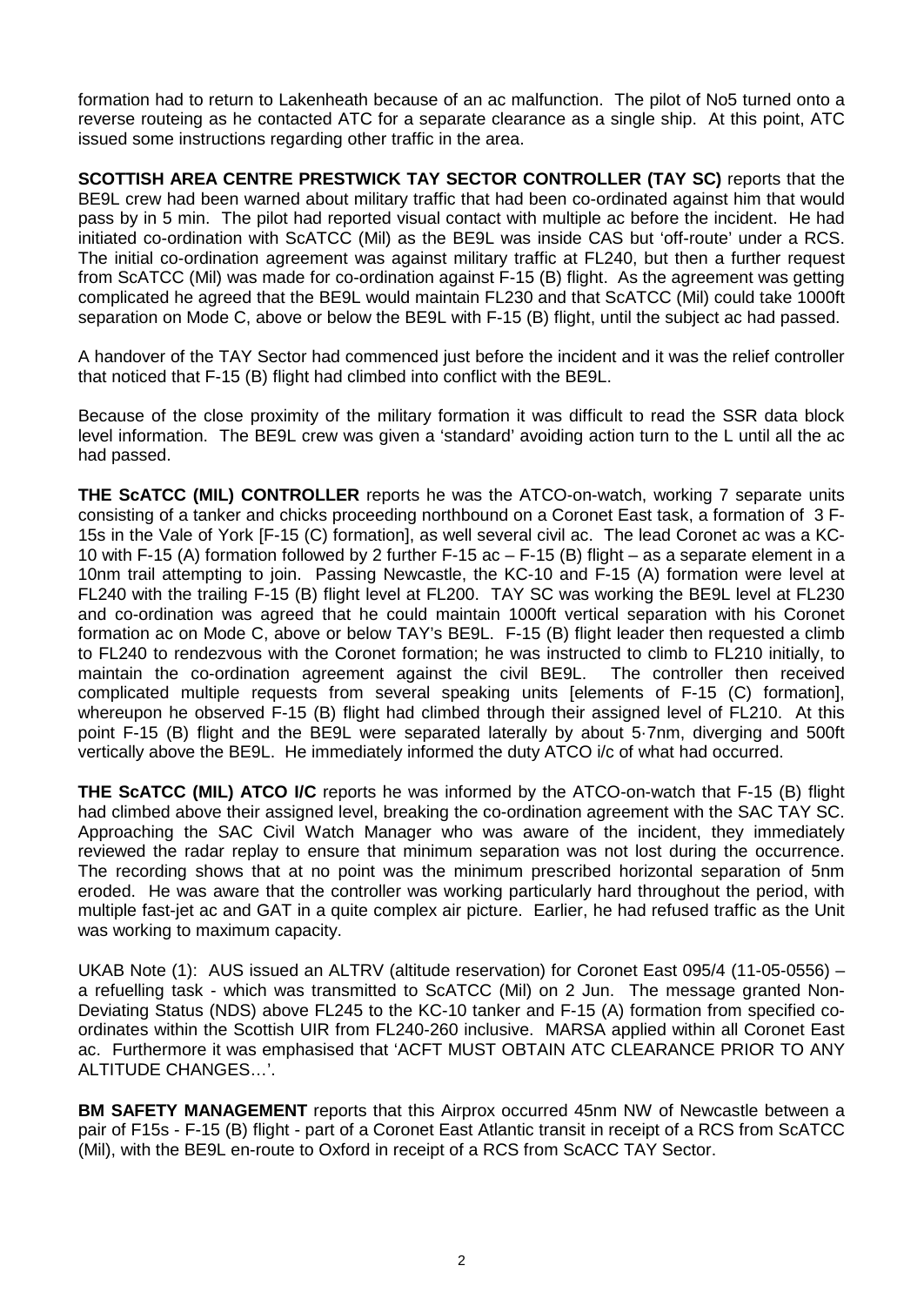formation had to return to Lakenheath because of an ac malfunction. The pilot of No5 turned onto a reverse routeing as he contacted ATC for a separate clearance as a single ship. At this point, ATC issued some instructions regarding other traffic in the area.

**SCOTTISH AREA CENTRE PRESTWICK TAY SECTOR CONTROLLER (TAY SC)** reports that the BE9L crew had been warned about military traffic that had been co-ordinated against him that would pass by in 5 min. The pilot had reported visual contact with multiple ac before the incident. He had initiated co-ordination with ScATCC (Mil) as the BE9L was inside CAS but 'off-route' under a RCS. The initial co-ordination agreement was against military traffic at FL240, but then a further request from ScATCC (Mil) was made for co-ordination against F-15 (B) flight. As the agreement was getting complicated he agreed that the BE9L would maintain FL230 and that ScATCC (Mil) could take 1000ft separation on Mode C, above or below the BE9L with F-15 (B) flight, until the subject ac had passed.

A handover of the TAY Sector had commenced just before the incident and it was the relief controller that noticed that F-15 (B) flight had climbed into conflict with the BE9L.

Because of the close proximity of the military formation it was difficult to read the SSR data block level information. The BE9L crew was given a 'standard' avoiding action turn to the L until all the ac had passed.

**THE ScATCC (MIL) CONTROLLER** reports he was the ATCO-on-watch, working 7 separate units consisting of a tanker and chicks proceeding northbound on a Coronet East task, a formation of 3 F-15s in the Vale of York [F-15 (C) formation], as well several civil ac. The lead Coronet ac was a KC-10 with F-15 (A) formation followed by 2 further F-15 ac – F-15 (B) flight – as a separate element in a 10nm trail attempting to join. Passing Newcastle, the KC-10 and F-15 (A) formation were level at FL240 with the trailing F-15 (B) flight level at FL200. TAY SC was working the BE9L level at FL230 and co-ordination was agreed that he could maintain 1000ft vertical separation with his Coronet formation ac on Mode C, above or below TAY's BE9L. F-15 (B) flight leader then requested a climb to FL240 to rendezvous with the Coronet formation; he was instructed to climb to FL210 initially, to maintain the co-ordination agreement against the civil BE9L. The controller then received complicated multiple requests from several speaking units [elements of F-15 (C) formation], whereupon he observed F-15 (B) flight had climbed through their assigned level of FL210. At this point F-15 (B) flight and the BE9L were separated laterally by about 5·7nm, diverging and 500ft vertically above the BE9L. He immediately informed the duty ATCO i/c of what had occurred.

**THE ScATCC (MIL) ATCO I/C** reports he was informed by the ATCO-on-watch that F-15 (B) flight had climbed above their assigned level, breaking the co-ordination agreement with the SAC TAY SC. Approaching the SAC Civil Watch Manager who was aware of the incident, they immediately reviewed the radar replay to ensure that minimum separation was not lost during the occurrence. The recording shows that at no point was the minimum prescribed horizontal separation of 5nm eroded. He was aware that the controller was working particularly hard throughout the period, with multiple fast-jet ac and GAT in a quite complex air picture. Earlier, he had refused traffic as the Unit was working to maximum capacity.

UKAB Note (1): AUS issued an ALTRV (altitude reservation) for Coronet East 095/4 (11-05-0556) – a refuelling task - which was transmitted to ScATCC (Mil) on 2 Jun. The message granted Non-Deviating Status (NDS) above FL245 to the KC-10 tanker and F-15 (A) formation from specified co-ordinates within the Scottish UIR from FL240-260 inclusive. MARSA applied within all Coronet East ac. Furthermore it was emphasised that 'ACFT MUST OBTAIN ATC CLEARANCE PRIOR TO ANY ALTITUDE CHANGES…'.

**BM SAFETY MANAGEMENT** reports that this Airprox occurred 45nm NW of Newcastle between a pair of F15s - F-15 (B) flight - part of a Coronet East Atlantic transit in receipt of a RCS from ScATCC (Mil), with the BE9L en-route to Oxford in receipt of a RCS from ScACC TAY Sector.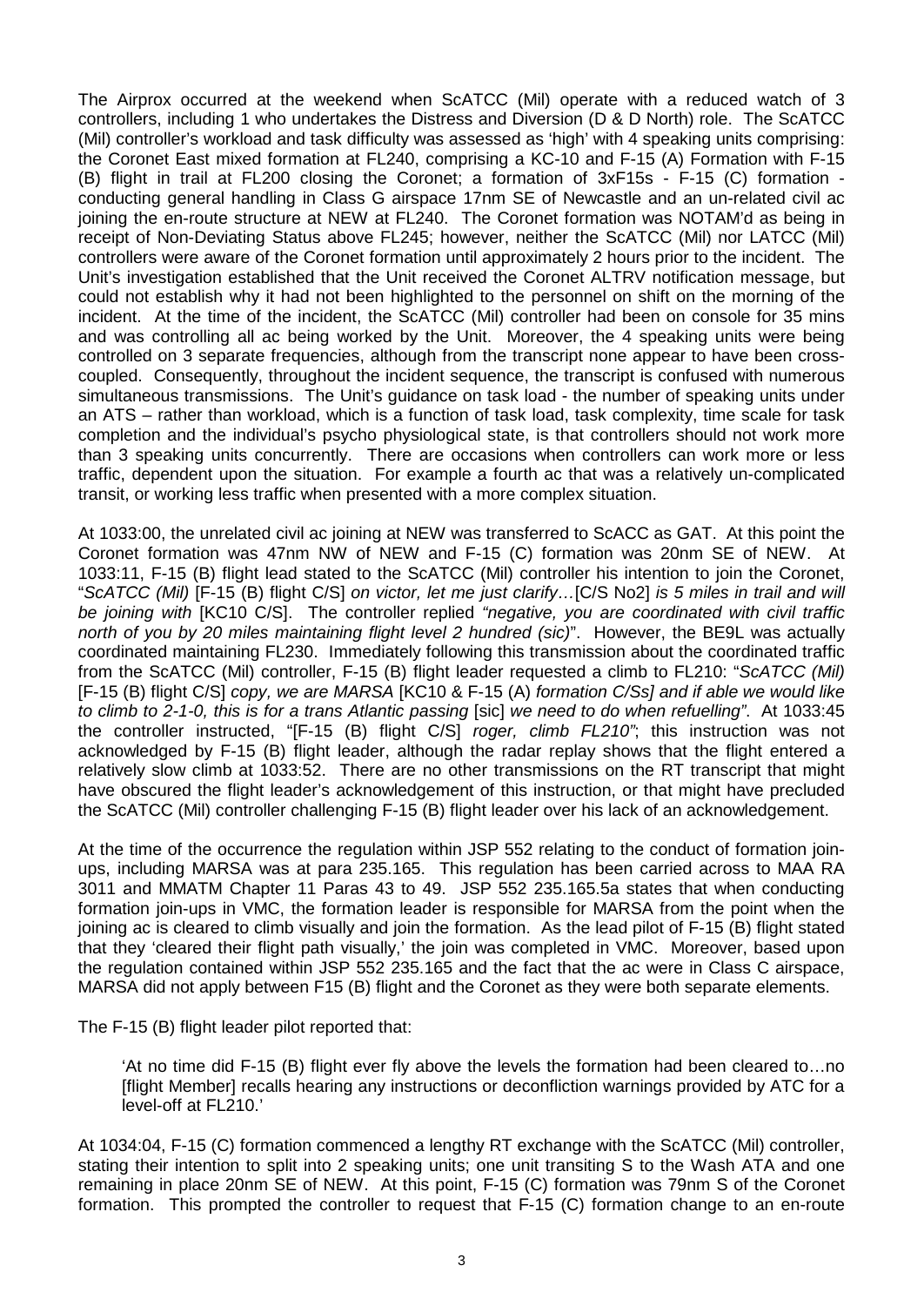The Airprox occurred at the weekend when ScATCC (Mil) operate with a reduced watch of 3 controllers, including 1 who undertakes the Distress and Diversion (D & D North) role. The ScATCC (Mil) controller's workload and task difficulty was assessed as 'high' with 4 speaking units comprising: the Coronet East mixed formation at FL240, comprising a KC-10 and F-15 (A) Formation with F-15 (B) flight in trail at FL200 closing the Coronet; a formation of 3xF15s - F-15 (C) formation - conducting general handling in Class G airspace 17nm SE of Newcastle and an un-related civil ac joining the en-route structure at NEW at FL240. The Coronet formation was NOTAM'd as being in receipt of Non-Deviating Status above FL245; however, neither the ScATCC (Mil) nor LATCC (Mil) controllers were aware of the Coronet formation until approximately 2 hours prior to the incident. The Unit's investigation established that the Unit received the Coronet ALTRV notification message, but could not establish why it had not been highlighted to the personnel on shift on the morning of the incident. At the time of the incident, the ScATCC (Mil) controller had been on console for 35 mins and was controlling all ac being worked by the Unit. Moreover, the 4 speaking units were being controlled on 3 separate frequencies, although from the transcript none appear to have been cross-coupled. Consequently, throughout the incident sequence, the transcript is confused with numerous simultaneous transmissions. The Unit's guidance on task load - the number of speaking units under an ATS – rather than workload, which is a function of task load, task complexity, time scale for task completion and the individual's psycho physiological state, is that controllers should not work more than 3 speaking units concurrently. There are occasions when controllers can work more or less traffic, dependent upon the situation. For example a fourth ac that was a relatively un-complicated transit, or working less traffic when presented with a more complex situation.

At 1033:00, the unrelated civil ac joining at NEW was transferred to ScACC as GAT. At this point the Coronet formation was 47nm NW of NEW and F-15 (C) formation was 20nm SE of NEW. At 1033:11, F-15 (B) flight lead stated to the ScATCC (Mil) controller his intention to join the Coronet, "*ScATCC (Mil)* [F-15 (B) flight C/S] *on victor, let me just clarify…*[C/S No2] *is 5 miles in trail and will be joining with* [KC10 C/S]. The controller replied *"negative, you are coordinated with civil traffic north of you by 20 miles maintaining flight level 2 hundred (sic)*". However, the BE9L was actually coordinated maintaining FL230. Immediately following this transmission about the coordinated traffic from the ScATCC (Mil) controller, F-15 (B) flight leader requested a climb to FL210: "*ScATCC (Mil)* [F-15 (B) flight C/S] *copy, we are MARSA* [KC10 & F-15 (A) *formation C/Ss] and if able we would like to climb to 2-1-0, this is for a trans Atlantic passing* [sic] *we need to do when refuelling"*. At 1033:45 the controller instructed, "[F-15 (B) flight C/S] *roger, climb FL210"*; this instruction was not acknowledged by F-15 (B) flight leader, although the radar replay shows that the flight entered a relatively slow climb at 1033:52. There are no other transmissions on the RT transcript that might have obscured the flight leader's acknowledgement of this instruction, or that might have precluded the ScATCC (Mil) controller challenging F-15 (B) flight leader over his lack of an acknowledgement.

At the time of the occurrence the regulation within JSP 552 relating to the conduct of formation join-ups, including MARSA was at para 235.165. This regulation has been carried across to MAA RA 3011 and MMATM Chapter 11 Paras 43 to 49. JSP 552 235.165.5a states that when conducting formation join-ups in VMC, the formation leader is responsible for MARSA from the point when the joining ac is cleared to climb visually and join the formation. As the lead pilot of F-15 (B) flight stated that they 'cleared their flight path visually,' the join was completed in VMC. Moreover, based upon the regulation contained within JSP 552 235.165 and the fact that the ac were in Class C airspace, MARSA did not apply between F15 (B) flight and the Coronet as they were both separate elements.

The F-15 (B) flight leader pilot reported that:

> 'At no time did F-15 (B) flight ever fly above the levels the formation had been cleared to…no [flight Member] recalls hearing any instructions or deconfliction warnings provided by ATC for a level-off at FL210.'

At 1034:04, F-15 (C) formation commenced a lengthy RT exchange with the ScATCC (Mil) controller, stating their intention to split into 2 speaking units; one unit transiting S to the Wash ATA and one remaining in place 20nm SE of NEW. At this point, F-15 (C) formation was 79nm S of the Coronet formation. This prompted the controller to request that F-15 (C) formation change to an en-route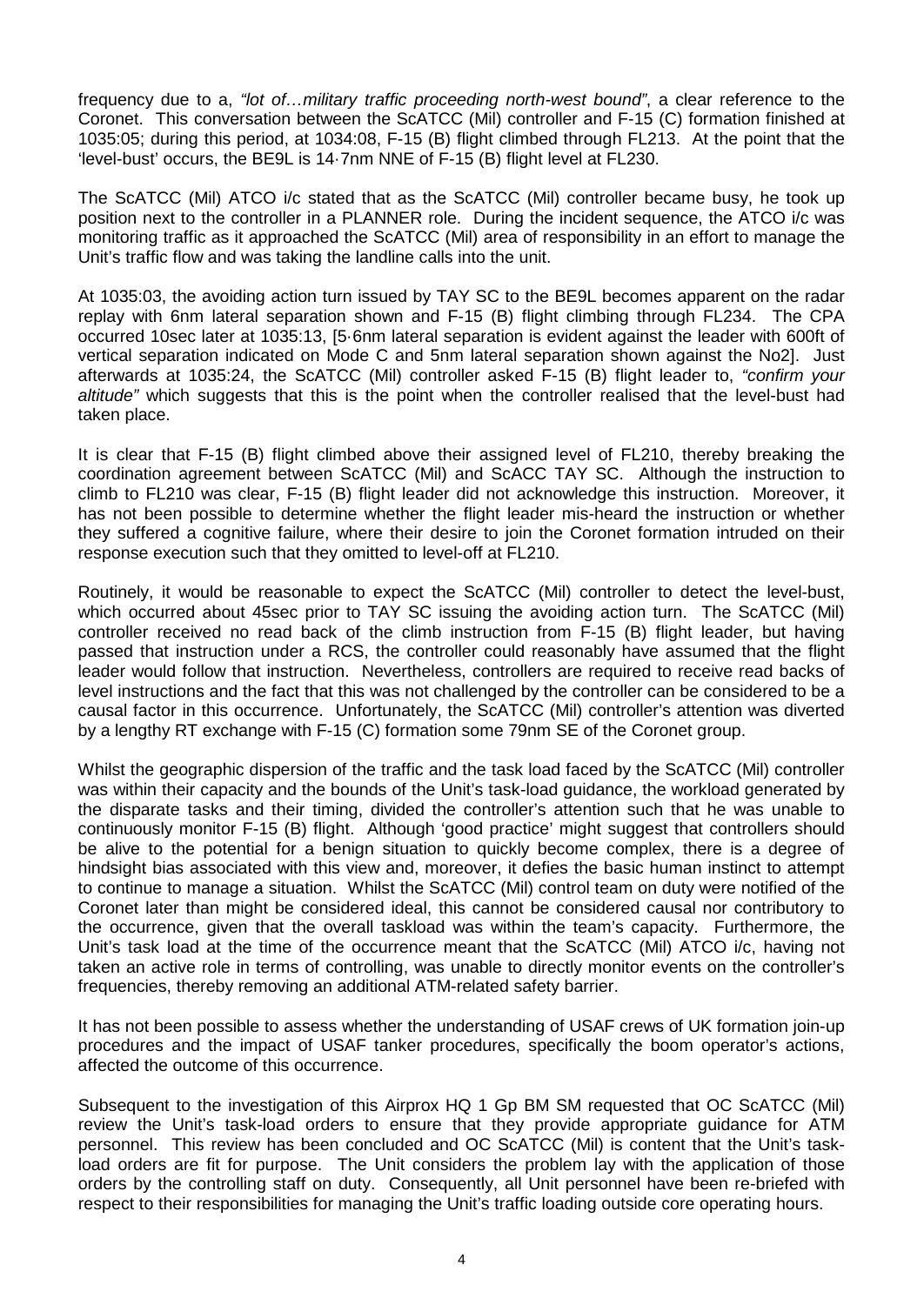frequency due to a, *"lot of…military traffic proceeding north-west bound"*, a clear reference to the Coronet. This conversation between the ScATCC (Mil) controller and F-15 (C) formation finished at 1035:05; during this period, at 1034:08, F-15 (B) flight climbed through FL213. At the point that the 'level-bust' occurs, the BE9L is 14·7nm NNE of F-15 (B) flight level at FL230.

The ScATCC (Mil) ATCO i/c stated that as the ScATCC (Mil) controller became busy, he took up position next to the controller in a PLANNER role. During the incident sequence, the ATCO i/c was monitoring traffic as it approached the ScATCC (Mil) area of responsibility in an effort to manage the Unit's traffic flow and was taking the landline calls into the unit.

At 1035:03, the avoiding action turn issued by TAY SC to the BE9L becomes apparent on the radar replay with 6nm lateral separation shown and F-15 (B) flight climbing through FL234. The CPA occurred 10sec later at 1035:13, [5·6nm lateral separation is evident against the leader with 600ft of vertical separation indicated on Mode C and 5nm lateral separation shown against the No2]. Just afterwards at 1035:24, the ScATCC (Mil) controller asked F-15 (B) flight leader to, *"confirm your altitude"* which suggests that this is the point when the controller realised that the level-bust had taken place.

It is clear that F-15 (B) flight climbed above their assigned level of FL210, thereby breaking the coordination agreement between ScATCC (Mil) and ScACC TAY SC. Although the instruction to climb to FL210 was clear, F-15 (B) flight leader did not acknowledge this instruction. Moreover, it has not been possible to determine whether the flight leader mis-heard the instruction or whether they suffered a cognitive failure, where their desire to join the Coronet formation intruded on their response execution such that they omitted to level-off at FL210.

Routinely, it would be reasonable to expect the ScATCC (Mil) controller to detect the level-bust, which occurred about 45sec prior to TAY SC issuing the avoiding action turn. The ScATCC (Mil) controller received no read back of the climb instruction from F-15 (B) flight leader, but having passed that instruction under a RCS, the controller could reasonably have assumed that the flight leader would follow that instruction. Nevertheless, controllers are required to receive read backs of level instructions and the fact that this was not challenged by the controller can be considered to be a causal factor in this occurrence. Unfortunately, the ScATCC (Mil) controller's attention was diverted by a lengthy RT exchange with F-15 (C) formation some 79nm SE of the Coronet group.

Whilst the geographic dispersion of the traffic and the task load faced by the ScATCC (Mil) controller was within their capacity and the bounds of the Unit's task-load guidance, the workload generated by the disparate tasks and their timing, divided the controller's attention such that he was unable to continuously monitor F-15 (B) flight. Although 'good practice' might suggest that controllers should be alive to the potential for a benign situation to quickly become complex, there is a degree of hindsight bias associated with this view and, moreover, it defies the basic human instinct to attempt to continue to manage a situation. Whilst the ScATCC (Mil) control team on duty were notified of the Coronet later than might be considered ideal, this cannot be considered causal nor contributory to the occurrence, given that the overall taskload was within the team's capacity. Furthermore, the Unit's task load at the time of the occurrence meant that the ScATCC (Mil) ATCO i/c, having not taken an active role in terms of controlling, was unable to directly monitor events on the controller's frequencies, thereby removing an additional ATM-related safety barrier.

It has not been possible to assess whether the understanding of USAF crews of UK formation join-up procedures and the impact of USAF tanker procedures, specifically the boom operator's actions, affected the outcome of this occurrence.

Subsequent to the investigation of this Airprox HQ 1 Gp BM SM requested that OC ScATCC (Mil) review the Unit's task-load orders to ensure that they provide appropriate guidance for ATM personnel. This review has been concluded and OC ScATCC (Mil) is content that the Unit's task-load orders are fit for purpose. The Unit considers the problem lay with the application of those orders by the controlling staff on duty. Consequently, all Unit personnel have been re-briefed with respect to their responsibilities for managing the Unit's traffic loading outside core operating hours.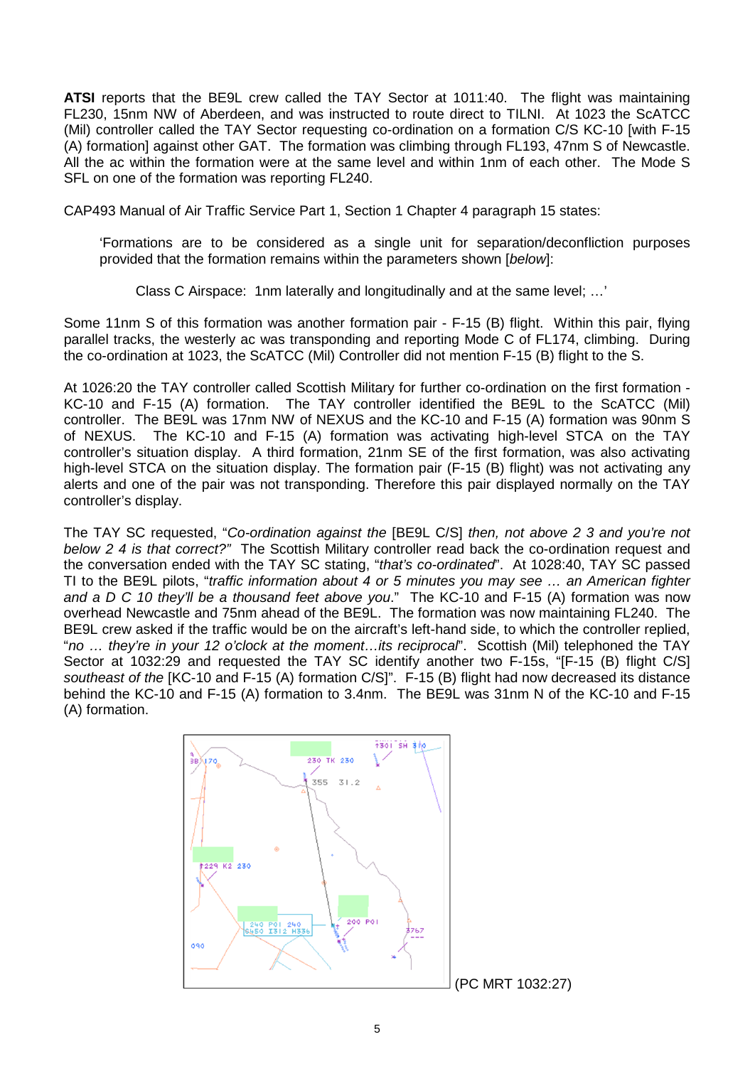**ATSI** reports that the BE9L crew called the TAY Sector at 1011:40. The flight was maintaining FL230, 15nm NW of Aberdeen, and was instructed to route direct to TILNI. At 1023 the ScATCC (Mil) controller called the TAY Sector requesting co-ordination on a formation C/S KC-10 [with F-15 (A) formation] against other GAT. The formation was climbing through FL193, 47nm S of Newcastle. All the ac within the formation were at the same level and within 1nm of each other. The Mode S SFL on one of the formation was reporting FL240.

CAP493 Manual of Air Traffic Service Part 1, Section 1 Chapter 4 paragraph 15 states:

> 'Formations are to be considered as a single unit for separation/deconfliction purposes provided that the formation remains within the parameters shown [*below*]:
>
> Class C Airspace: 1nm laterally and longitudinally and at the same level; …'

Some 11nm S of this formation was another formation pair - F-15 (B) flight. Within this pair, flying parallel tracks, the westerly ac was transponding and reporting Mode C of FL174, climbing. During the co-ordination at 1023, the ScATCC (Mil) Controller did not mention F-15 (B) flight to the S.

At 1026:20 the TAY controller called Scottish Military for further co-ordination on the first formation - KC-10 and F-15 (A) formation. The TAY controller identified the BE9L to the ScATCC (Mil) controller. The BE9L was 17nm NW of NEXUS and the KC-10 and F-15 (A) formation was 90nm S of NEXUS. The KC-10 and F-15 (A) formation was activating high-level STCA on the TAY controller's situation display. A third formation, 21nm SE of the first formation, was also activating high-level STCA on the situation display. The formation pair (F-15 (B) flight) was not activating any alerts and one of the pair was not transponding. Therefore this pair displayed normally on the TAY controller's display.

The TAY SC requested, "*Co-ordination against the* [BE9L C/S] *then, not above 2 3 and you're not below 2 4 is that correct?*" The Scottish Military controller read back the co-ordination request and the conversation ended with the TAY SC stating, "*that's co-ordinated*". At 1028:40, TAY SC passed TI to the BE9L pilots, "*traffic information about 4 or 5 minutes you may see … an American fighter and a D C 10 they'll be a thousand feet above you*." The KC-10 and F-15 (A) formation was now overhead Newcastle and 75nm ahead of the BE9L. The formation was now maintaining FL240. The BE9L crew asked if the traffic would be on the aircraft's left-hand side, to which the controller replied, "*no … they're in your 12 o'clock at the moment…its reciprocal*". Scottish (Mil) telephoned the TAY Sector at 1032:29 and requested the TAY SC identify another two F-15s, "[F-15 (B) flight C/S] *southeast of the* [KC-10 and F-15 (A) formation C/S]". F-15 (B) flight had now decreased its distance behind the KC-10 and F-15 (A) formation to 3.4nm. The BE9L was 31nm N of the KC-10 and F-15 (A) formation.

(PC MRT 1032:27)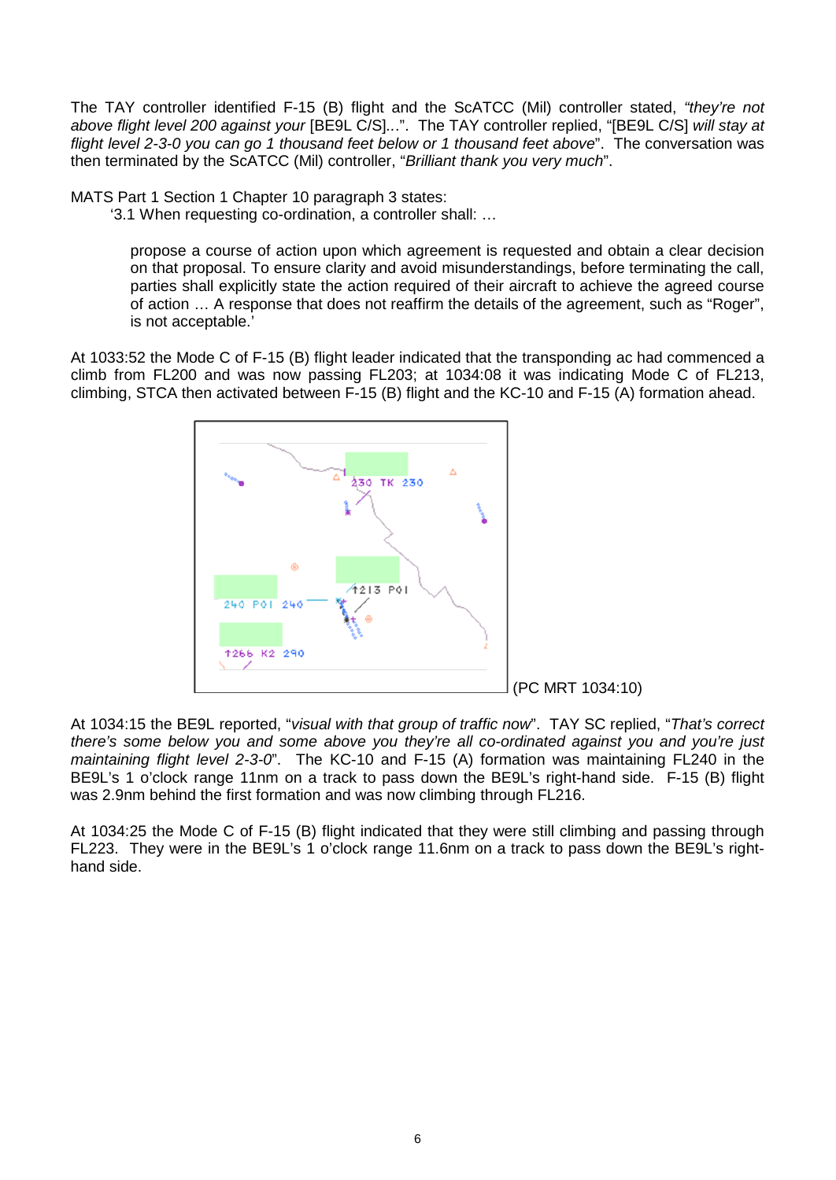The TAY controller identified F-15 (B) flight and the ScATCC (Mil) controller stated, *"they're not above flight level 200 against your* [BE9L C/S]*...*". The TAY controller replied, "[BE9L C/S] *will stay at flight level 2-3-0 you can go 1 thousand feet below or 1 thousand feet above*". The conversation was then terminated by the ScATCC (Mil) controller, "*Brilliant thank you very much*".

MATS Part 1 Section 1 Chapter 10 paragraph 3 states:

> '3.1 When requesting co-ordination, a controller shall: …
>
> > propose a course of action upon which agreement is requested and obtain a clear decision on that proposal. To ensure clarity and avoid misunderstandings, before terminating the call, parties shall explicitly state the action required of their aircraft to achieve the agreed course of action … A response that does not reaffirm the details of the agreement, such as "Roger", is not acceptable.'

At 1033:52 the Mode C of F-15 (B) flight leader indicated that the transponding ac had commenced a climb from FL200 and was now passing FL203; at 1034:08 it was indicating Mode C of FL213, climbing, STCA then activated between F-15 (B) flight and the KC-10 and F-15 (A) formation ahead.

(PC MRT 1034:10)

At 1034:15 the BE9L reported, "*visual with that group of traffic now*". TAY SC replied, "*That's correct there's some below you and some above you they're all co-ordinated against you and you're just maintaining flight level 2-3-0*". The KC-10 and F-15 (A) formation was maintaining FL240 in the BE9L's 1 o'clock range 11nm on a track to pass down the BE9L's right-hand side. F-15 (B) flight was 2.9nm behind the first formation and was now climbing through FL216.

At 1034:25 the Mode C of F-15 (B) flight indicated that they were still climbing and passing through FL223. They were in the BE9L's 1 o'clock range 11.6nm on a track to pass down the BE9L's right-hand side.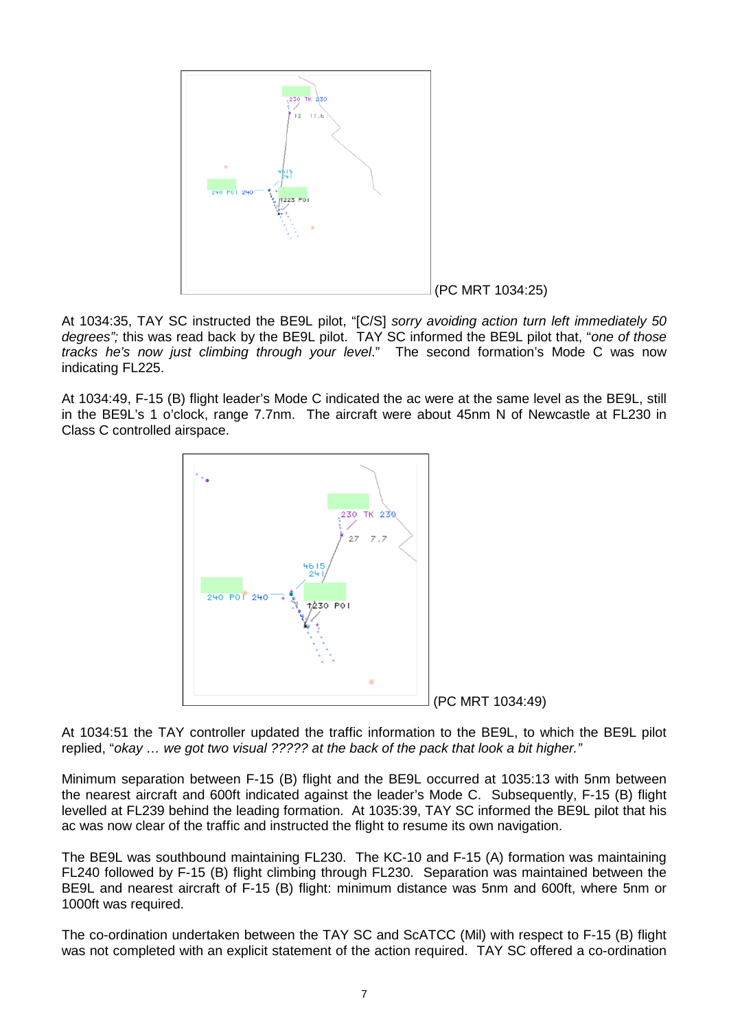(PC MRT 1034:25)

At 1034:35, TAY SC instructed the BE9L pilot, "[C/S] *sorry avoiding action turn left immediately 50 degrees";* this was read back by the BE9L pilot. TAY SC informed the BE9L pilot that, "*one of those tracks he's now just climbing through your level*." The second formation's Mode C was now indicating FL225.

At 1034:49, F-15 (B) flight leader's Mode C indicated the ac were at the same level as the BE9L, still in the BE9L's 1 o'clock, range 7.7nm. The aircraft were about 45nm N of Newcastle at FL230 in Class C controlled airspace.

(PC MRT 1034:49)

At 1034:51 the TAY controller updated the traffic information to the BE9L, to which the BE9L pilot replied, "*okay … we got two visual ????? at the back of the pack that look a bit higher."*

Minimum separation between F-15 (B) flight and the BE9L occurred at 1035:13 with 5nm between the nearest aircraft and 600ft indicated against the leader's Mode C. Subsequently, F-15 (B) flight levelled at FL239 behind the leading formation. At 1035:39, TAY SC informed the BE9L pilot that his ac was now clear of the traffic and instructed the flight to resume its own navigation.

The BE9L was southbound maintaining FL230. The KC-10 and F-15 (A) formation was maintaining FL240 followed by F-15 (B) flight climbing through FL230. Separation was maintained between the BE9L and nearest aircraft of F-15 (B) flight: minimum distance was 5nm and 600ft, where 5nm or 1000ft was required.

The co-ordination undertaken between the TAY SC and ScATCC (Mil) with respect to F-15 (B) flight was not completed with an explicit statement of the action required. TAY SC offered a co-ordination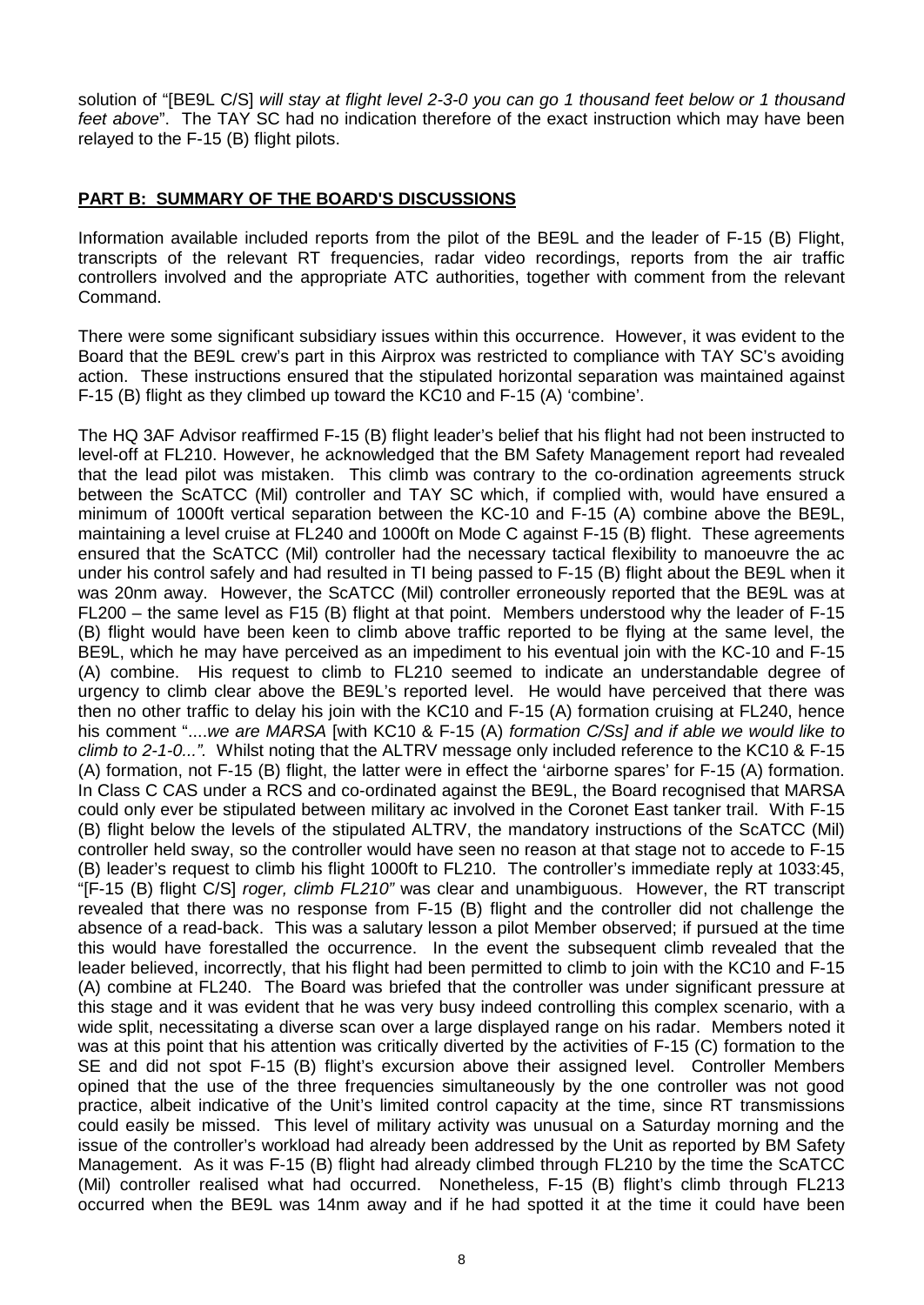solution of "[BE9L C/S] *will stay at flight level 2-3-0 you can go 1 thousand feet below or 1 thousand feet above*". The TAY SC had no indication therefore of the exact instruction which may have been relayed to the F-15 (B) flight pilots.

## PART B: SUMMARY OF THE BOARD'S DISCUSSIONS

Information available included reports from the pilot of the BE9L and the leader of F-15 (B) Flight, transcripts of the relevant RT frequencies, radar video recordings, reports from the air traffic controllers involved and the appropriate ATC authorities, together with comment from the relevant Command.

There were some significant subsidiary issues within this occurrence. However, it was evident to the Board that the BE9L crew's part in this Airprox was restricted to compliance with TAY SC's avoiding action. These instructions ensured that the stipulated horizontal separation was maintained against F-15 (B) flight as they climbed up toward the KC10 and F-15 (A) 'combine'.

The HQ 3AF Advisor reaffirmed F-15 (B) flight leader's belief that his flight had not been instructed to level-off at FL210. However, he acknowledged that the BM Safety Management report had revealed that the lead pilot was mistaken. This climb was contrary to the co-ordination agreements struck between the ScATCC (Mil) controller and TAY SC which, if complied with, would have ensured a minimum of 1000ft vertical separation between the KC-10 and F-15 (A) combine above the BE9L, maintaining a level cruise at FL240 and 1000ft on Mode C against F-15 (B) flight. These agreements ensured that the ScATCC (Mil) controller had the necessary tactical flexibility to manoeuvre the ac under his control safely and had resulted in TI being passed to F-15 (B) flight about the BE9L when it was 20nm away. However, the ScATCC (Mil) controller erroneously reported that the BE9L was at FL200 – the same level as F15 (B) flight at that point. Members understood why the leader of F-15 (B) flight would have been keen to climb above traffic reported to be flying at the same level, the BE9L, which he may have perceived as an impediment to his eventual join with the KC-10 and F-15 (A) combine. His request to climb to FL210 seemed to indicate an understandable degree of urgency to climb clear above the BE9L's reported level. He would have perceived that there was then no other traffic to delay his join with the KC10 and F-15 (A) formation cruising at FL240, hence his comment "....*we are MARSA* [with KC10 & F-15 (A) *formation C/Ss] and if able we would like to climb to 2-1-0...".* Whilst noting that the ALTRV message only included reference to the KC10 & F-15 (A) formation, not F-15 (B) flight, the latter were in effect the 'airborne spares' for F-15 (A) formation. In Class C CAS under a RCS and co-ordinated against the BE9L, the Board recognised that MARSA could only ever be stipulated between military ac involved in the Coronet East tanker trail. With F-15 (B) flight below the levels of the stipulated ALTRV, the mandatory instructions of the ScATCC (Mil) controller held sway, so the controller would have seen no reason at that stage not to accede to F-15 (B) leader's request to climb his flight 1000ft to FL210. The controller's immediate reply at 1033:45, "[F-15 (B) flight C/S] *roger, climb FL210"* was clear and unambiguous. However, the RT transcript revealed that there was no response from F-15 (B) flight and the controller did not challenge the absence of a read-back. This was a salutary lesson a pilot Member observed; if pursued at the time this would have forestalled the occurrence. In the event the subsequent climb revealed that the leader believed, incorrectly, that his flight had been permitted to climb to join with the KC10 and F-15 (A) combine at FL240. The Board was briefed that the controller was under significant pressure at this stage and it was evident that he was very busy indeed controlling this complex scenario, with a wide split, necessitating a diverse scan over a large displayed range on his radar. Members noted it was at this point that his attention was critically diverted by the activities of F-15 (C) formation to the SE and did not spot F-15 (B) flight's excursion above their assigned level. Controller Members opined that the use of the three frequencies simultaneously by the one controller was not good practice, albeit indicative of the Unit's limited control capacity at the time, since RT transmissions could easily be missed. This level of military activity was unusual on a Saturday morning and the issue of the controller's workload had already been addressed by the Unit as reported by BM Safety Management. As it was F-15 (B) flight had already climbed through FL210 by the time the ScATCC (Mil) controller realised what had occurred. Nonetheless, F-15 (B) flight's climb through FL213 occurred when the BE9L was 14nm away and if he had spotted it at the time it could have been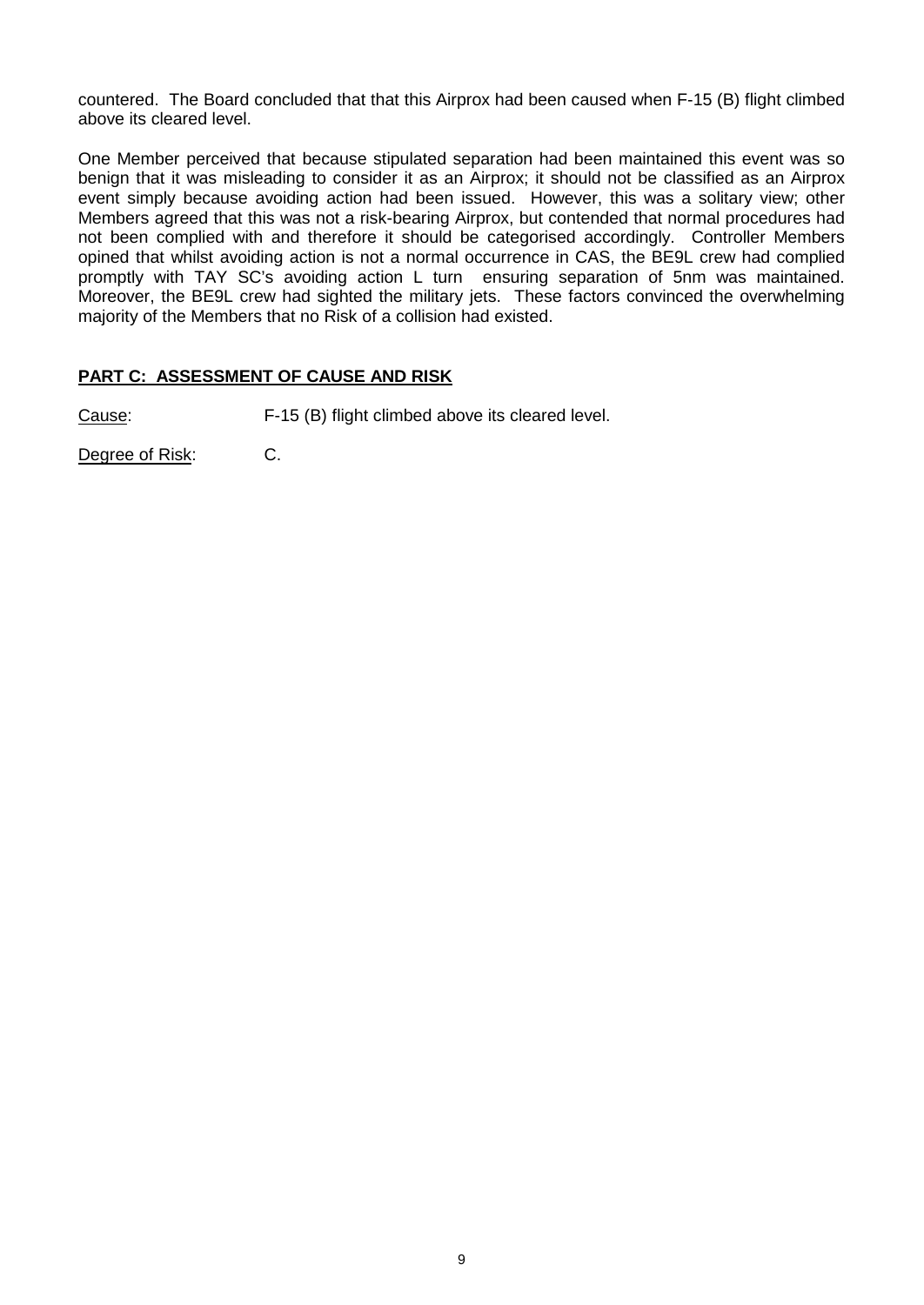countered. The Board concluded that that this Airprox had been caused when F-15 (B) flight climbed above its cleared level.

One Member perceived that because stipulated separation had been maintained this event was so benign that it was misleading to consider it as an Airprox; it should not be classified as an Airprox event simply because avoiding action had been issued. However, this was a solitary view; other Members agreed that this was not a risk-bearing Airprox, but contended that normal procedures had not been complied with and therefore it should be categorised accordingly. Controller Members opined that whilst avoiding action is not a normal occurrence in CAS, the BE9L crew had complied promptly with TAY SC's avoiding action L turn ensuring separation of 5nm was maintained. Moreover, the BE9L crew had sighted the military jets. These factors convinced the overwhelming majority of the Members that no Risk of a collision had existed.

## PART C: ASSESSMENT OF CAUSE AND RISK

Cause: F-15 (B) flight climbed above its cleared level.

Degree of Risk: C.